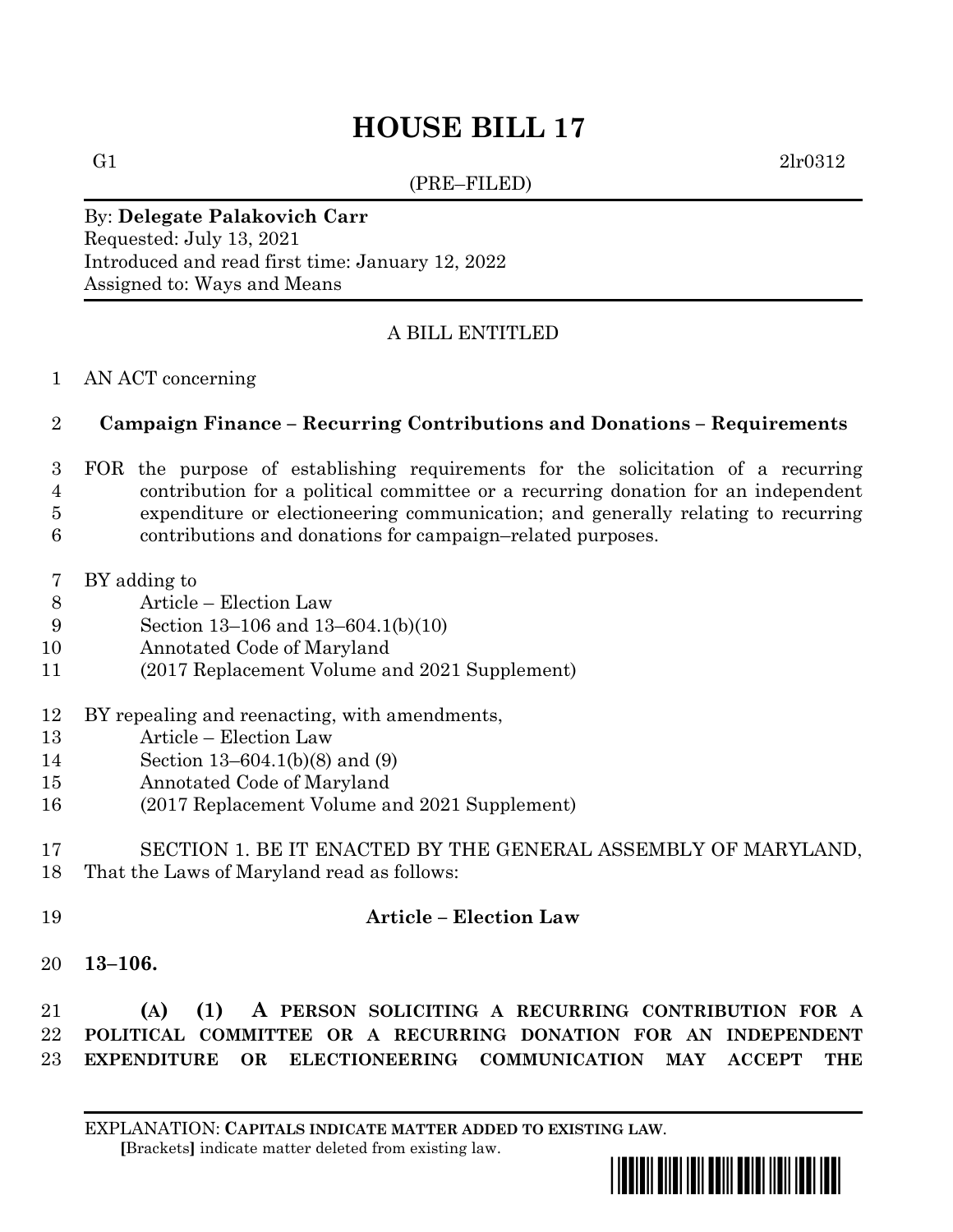# HOUSE BILL 17

G1 2lr0312

(PRE–FILED)

By: **Delegate Palakovich Carr**
Requested: July 13, 2021
Introduced and read first time: January 12, 2022
Assigned to: Ways and Means

A BILL ENTITLED

1 AN ACT concerning

2 **Campaign Finance – Recurring Contributions and Donations – Requirements**

3 FOR the purpose of establishing requirements for the solicitation of a recurring
4 contribution for a political committee or a recurring donation for an independent
5 expenditure or electioneering communication; and generally relating to recurring
6 contributions and donations for campaign–related purposes.

7 BY adding to
8 Article – Election Law
9 Section 13–106 and 13–604.1(b)(10)
10 Annotated Code of Maryland
11 (2017 Replacement Volume and 2021 Supplement)

12 BY repealing and reenacting, with amendments,
13 Article – Election Law
14 Section 13–604.1(b)(8) and (9)
15 Annotated Code of Maryland
16 (2017 Replacement Volume and 2021 Supplement)

17 SECTION 1. BE IT ENACTED BY THE GENERAL ASSEMBLY OF MARYLAND,
18 That the Laws of Maryland read as follows:

19 **Article – Election Law**

20 **13–106.**

21 **(A) (1) A PERSON SOLICITING A RECURRING CONTRIBUTION FOR A**
22 **POLITICAL COMMITTEE OR A RECURRING DONATION FOR AN INDEPENDENT**
23 **EXPENDITURE OR ELECTIONEERING COMMUNICATION MAY ACCEPT THE**

EXPLANATION: **CAPITALS INDICATE MATTER ADDED TO EXISTING LAW**.
**[**Brackets**]** indicate matter deleted from existing law.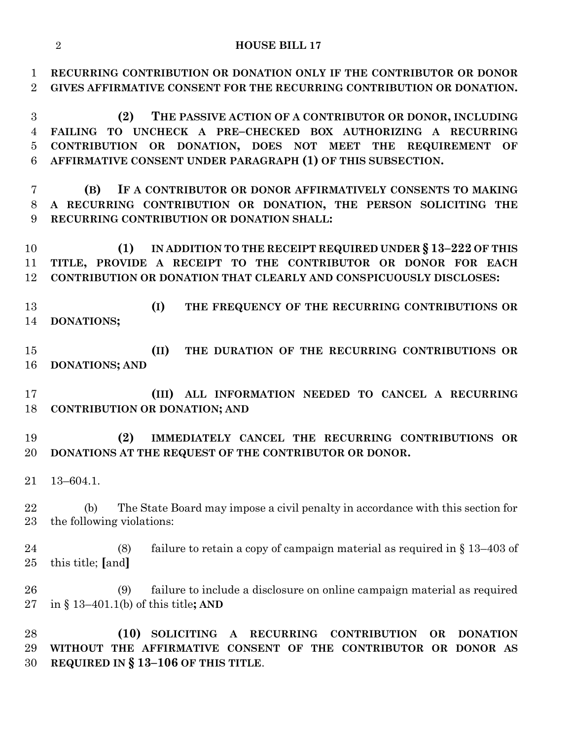**RECURRING CONTRIBUTION OR DONATION ONLY IF THE CONTRIBUTOR OR DONOR GIVES AFFIRMATIVE CONSENT FOR THE RECURRING CONTRIBUTION OR DONATION.**

**(2) THE PASSIVE ACTION OF A CONTRIBUTOR OR DONOR, INCLUDING FAILING TO UNCHECK A PRE–CHECKED BOX AUTHORIZING A RECURRING CONTRIBUTION OR DONATION, DOES NOT MEET THE REQUIREMENT OF AFFIRMATIVE CONSENT UNDER PARAGRAPH (1) OF THIS SUBSECTION.**

**(B) IF A CONTRIBUTOR OR DONOR AFFIRMATIVELY CONSENTS TO MAKING A RECURRING CONTRIBUTION OR DONATION, THE PERSON SOLICITING THE RECURRING CONTRIBUTION OR DONATION SHALL:**

**(1) IN ADDITION TO THE RECEIPT REQUIRED UNDER § 13–222 OF THIS TITLE, PROVIDE A RECEIPT TO THE CONTRIBUTOR OR DONOR FOR EACH CONTRIBUTION OR DONATION THAT CLEARLY AND CONSPICUOUSLY DISCLOSES:**

**(I) THE FREQUENCY OF THE RECURRING CONTRIBUTIONS OR DONATIONS;**

**(II) THE DURATION OF THE RECURRING CONTRIBUTIONS OR DONATIONS; AND**

**(III) ALL INFORMATION NEEDED TO CANCEL A RECURRING CONTRIBUTION OR DONATION; AND**

**(2) IMMEDIATELY CANCEL THE RECURRING CONTRIBUTIONS OR DONATIONS AT THE REQUEST OF THE CONTRIBUTOR OR DONOR.**

13–604.1.

(b) The State Board may impose a civil penalty in accordance with this section for the following violations:

(8) failure to retain a copy of campaign material as required in § 13–403 of this title; **[**and**]**

(9) failure to include a disclosure on online campaign material as required in § 13–401.1(b) of this title**; AND**

**(10) SOLICITING A RECURRING CONTRIBUTION OR DONATION WITHOUT THE AFFIRMATIVE CONSENT OF THE CONTRIBUTOR OR DONOR AS REQUIRED IN § 13–106 OF THIS TITLE**.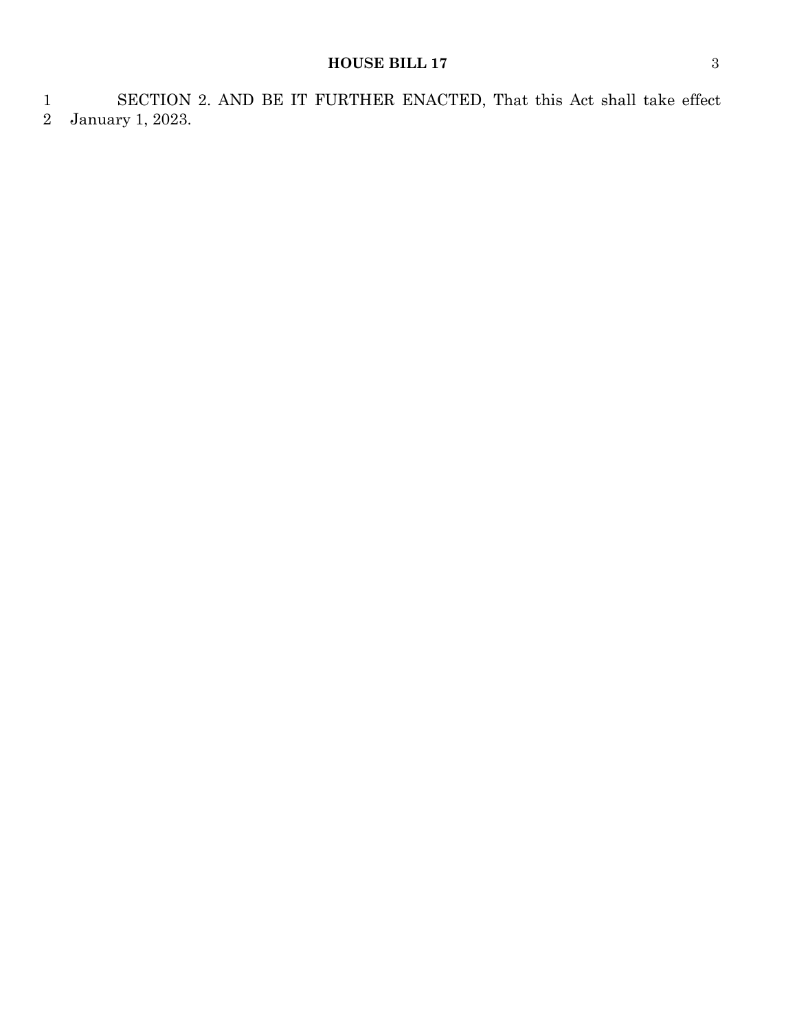SECTION 2. AND BE IT FURTHER ENACTED, That this Act shall take effect January 1, 2023.